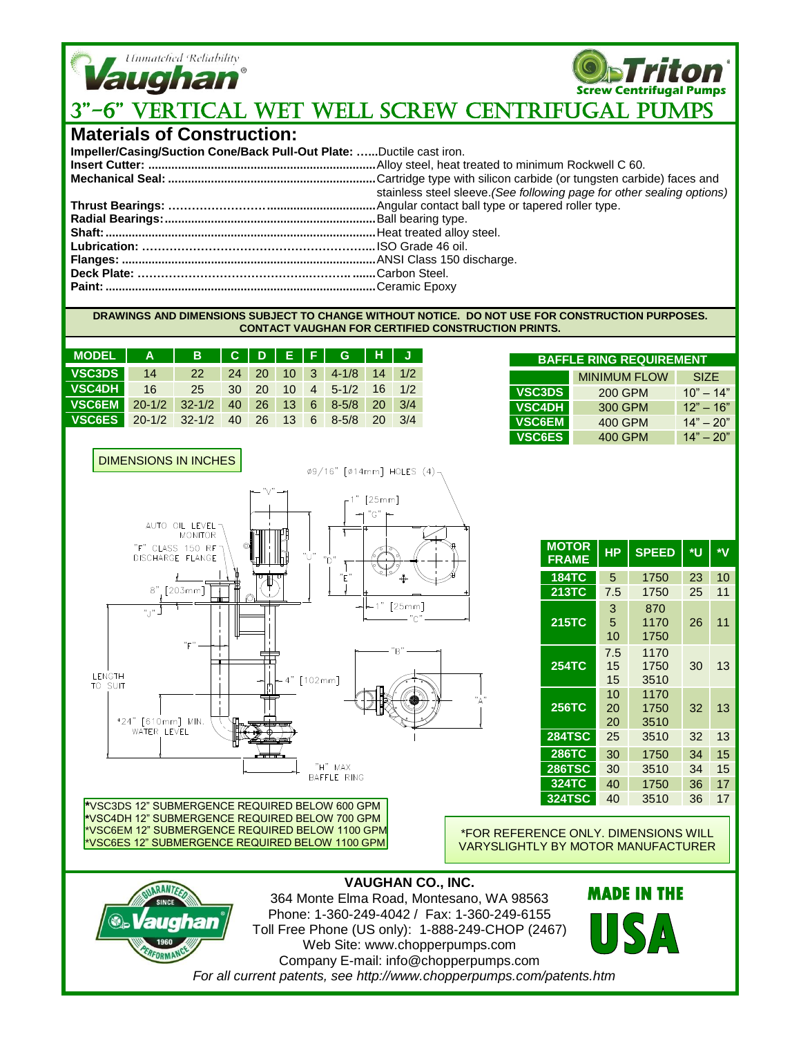Unmatched Reliability **Vaughan**® **Triton**® Screw Centrifugal Pumps

# 3"-6" VERTICAL WET WELL SCREW CENTRIFUGAL PUMPS

## Materials of Construction:

**Impeller/Casing/Suction Cone/Back Pull-Out Plate:** Ductile cast iron.
**Insert Cutter:** Alloy steel, heat treated to minimum Rockwell C 60.
**Mechanical Seal:** Cartridge type with silicon carbide (or tungsten carbide) faces and stainless steel sleeve.*(See following page for other sealing options)*
**Thrust Bearings:** Angular contact ball type or tapered roller type.
**Radial Bearings:** Ball bearing type.
**Shaft:** Heat treated alloy steel.
**Lubrication:** ISO Grade 46 oil.
**Flanges:** ANSI Class 150 discharge.
**Deck Plate:** Carbon Steel.
**Paint:** Ceramic Epoxy

**DRAWINGS AND DIMENSIONS SUBJECT TO CHANGE WITHOUT NOTICE. DO NOT USE FOR CONSTRUCTION PURPOSES. CONTACT VAUGHAN FOR CERTIFIED CONSTRUCTION PRINTS.**

| MODEL | A | B | C | D | E | F | G | H | J |
|---|---|---|---|---|---|---|---|---|---|
| VSC3DS | 14 | 22 | 24 | 20 | 10 | 3 | 4-1/8 | 14 | 1/2 |
| VSC4DH | 16 | 25 | 30 | 20 | 10 | 4 | 5-1/2 | 16 | 1/2 |
| VSC6EM | 20-1/2 | 32-1/2 | 40 | 26 | 13 | 6 | 8-5/8 | 20 | 3/4 |
| VSC6ES | 20-1/2 | 32-1/2 | 40 | 26 | 13 | 6 | 8-5/8 | 20 | 3/4 |

| BAFFLE RING REQUIREMENT | | |
|---|---|---|
| | MINIMUM FLOW | SIZE |
| VSC3DS | 200 GPM | 10" – 14" |
| VSC4DH | 300 GPM | 12" – 16" |
| VSC6EM | 400 GPM | 14" – 20" |
| VSC6ES | 400 GPM | 14" – 20" |

DIMENSIONS IN INCHES

ø9/16" [ø14mm] HOLES (4)
1" [25mm]
"G"
"V"
AUTO OIL LEVEL MONITOR
"F" CLASS 150 RF DISCHARGE FLANGE
"U"
"D"
"E"
8" [203mm]
"J"
1" [25mm]
"C"
"F"
"B"
LENGTH TO SUIT
4" [102mm]
"A"
*24" [610mm] MIN. WATER LEVEL
"H" MAX BAFFLE RING

| MOTOR FRAME | HP | SPEED | *U | *V |
|---|---|---|---|---|
| 184TC | 5 | 1750 | 23 | 10 |
| 213TC | 7.5 | 1750 | 25 | 11 |
| 215TC | 3<br>5<br>10 | 870<br>1170<br>1750 | 26 | 11 |
| 254TC | 7.5<br>15<br>15 | 1170<br>1750<br>3510 | 30 | 13 |
| 256TC | 10<br>20<br>20 | 1170<br>1750<br>3510 | 32 | 13 |
| 284TSC | 25 | 3510 | 32 | 13 |
| 286TC | 30 | 1750 | 34 | 15 |
| 286TSC | 30 | 3510 | 34 | 15 |
| 324TC | 40 | 1750 | 36 | 17 |
| 324TSC | 40 | 3510 | 36 | 17 |

*VSC3DS 12" SUBMERGENCE REQUIRED BELOW 600 GPM
*VSC4DH 12" SUBMERGENCE REQUIRED BELOW 700 GPM
*VSC6EM 12" SUBMERGENCE REQUIRED BELOW 1100 GPM
*VSC6ES 12" SUBMERGENCE REQUIRED BELOW 1100 GPM

*FOR REFERENCE ONLY. DIMENSIONS WILL VARYSLIGHTLY BY MOTOR MANUFACTURER

**VAUGHAN CO., INC.**
364 Monte Elma Road, Montesano, WA 98563
Phone: 1-360-249-4042 / Fax: 1-360-249-6155
Toll Free Phone (US only): 1-888-249-CHOP (2467)
Web Site: www.chopperpumps.com
Company E-mail: info@chopperpumps.com
*For all current patents, see http://www.chopperpumps.com/patents.htm*

GUARANTEED PERFORMANCE SINCE 1960 Vaughan®

MADE IN THE USA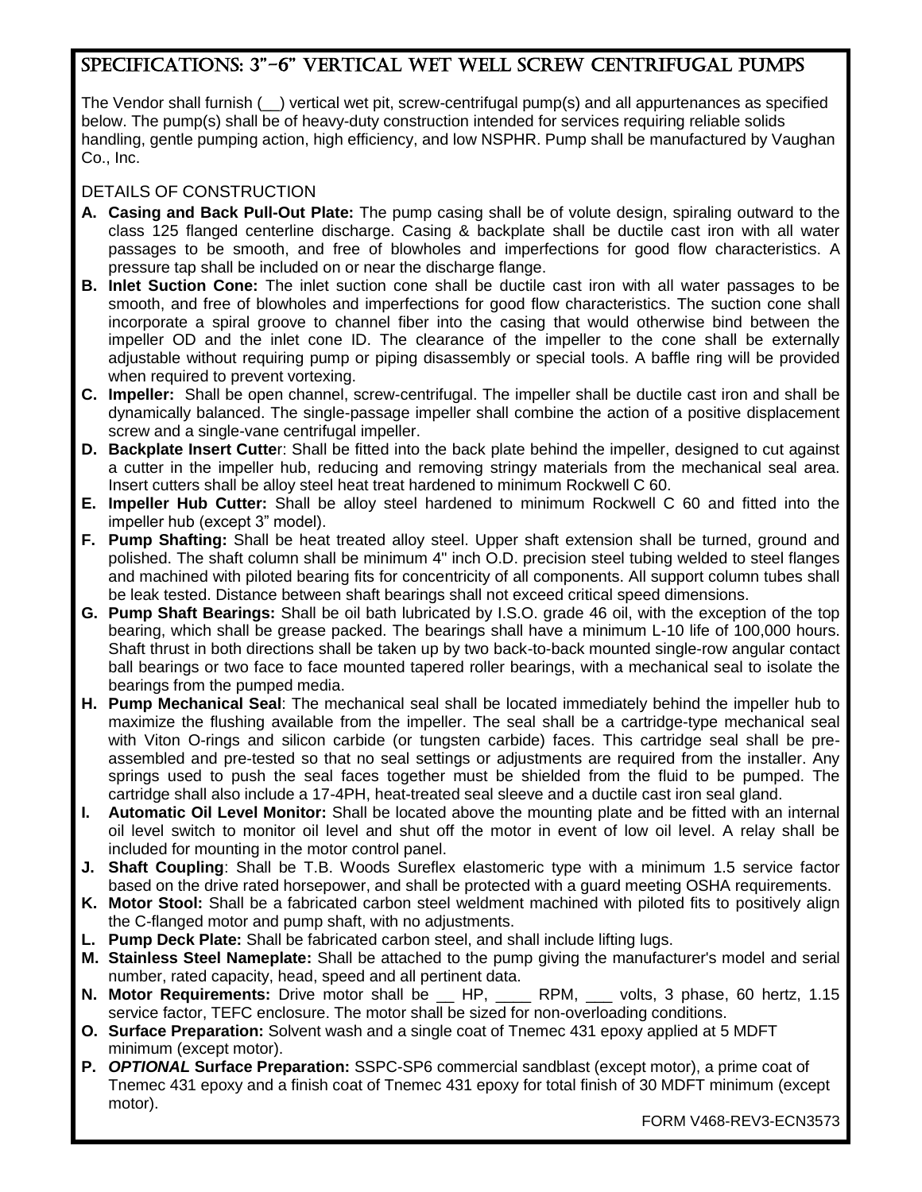# SPECIFICATIONS: 3"-6" VERTICAL WET WELL SCREW CENTRIFUGAL PUMPS

The Vendor shall furnish (__) vertical wet pit, screw-centrifugal pump(s) and all appurtenances as specified below. The pump(s) shall be of heavy-duty construction intended for services requiring reliable solids handling, gentle pumping action, high efficiency, and low NSPHR. Pump shall be manufactured by Vaughan Co., Inc.

## DETAILS OF CONSTRUCTION

**A. Casing and Back Pull-Out Plate:** The pump casing shall be of volute design, spiraling outward to the class 125 flanged centerline discharge. Casing & backplate shall be ductile cast iron with all water passages to be smooth, and free of blowholes and imperfections for good flow characteristics. A pressure tap shall be included on or near the discharge flange.

**B. Inlet Suction Cone:** The inlet suction cone shall be ductile cast iron with all water passages to be smooth, and free of blowholes and imperfections for good flow characteristics. The suction cone shall incorporate a spiral groove to channel fiber into the casing that would otherwise bind between the impeller OD and the inlet cone ID. The clearance of the impeller to the cone shall be externally adjustable without requiring pump or piping disassembly or special tools. A baffle ring will be provided when required to prevent vortexing.

**C. Impeller:** Shall be open channel, screw-centrifugal. The impeller shall be ductile cast iron and shall be dynamically balanced. The single-passage impeller shall combine the action of a positive displacement screw and a single-vane centrifugal impeller.

**D. Backplate Insert Cutter**: Shall be fitted into the back plate behind the impeller, designed to cut against a cutter in the impeller hub, reducing and removing stringy materials from the mechanical seal area. Insert cutters shall be alloy steel heat treat hardened to minimum Rockwell C 60.

**E. Impeller Hub Cutter:** Shall be alloy steel hardened to minimum Rockwell C 60 and fitted into the impeller hub (except 3" model).

**F. Pump Shafting:** Shall be heat treated alloy steel. Upper shaft extension shall be turned, ground and polished. The shaft column shall be minimum 4" inch O.D. precision steel tubing welded to steel flanges and machined with piloted bearing fits for concentricity of all components. All support column tubes shall be leak tested. Distance between shaft bearings shall not exceed critical speed dimensions.

**G. Pump Shaft Bearings:** Shall be oil bath lubricated by I.S.O. grade 46 oil, with the exception of the top bearing, which shall be grease packed. The bearings shall have a minimum L-10 life of 100,000 hours. Shaft thrust in both directions shall be taken up by two back-to-back mounted single-row angular contact ball bearings or two face to face mounted tapered roller bearings, with a mechanical seal to isolate the bearings from the pumped media.

**H. Pump Mechanical Seal**: The mechanical seal shall be located immediately behind the impeller hub to maximize the flushing available from the impeller. The seal shall be a cartridge-type mechanical seal with Viton O-rings and silicon carbide (or tungsten carbide) faces. This cartridge seal shall be pre-assembled and pre-tested so that no seal settings or adjustments are required from the installer. Any springs used to push the seal faces together must be shielded from the fluid to be pumped. The cartridge shall also include a 17-4PH, heat-treated seal sleeve and a ductile cast iron seal gland.

**I. Automatic Oil Level Monitor:** Shall be located above the mounting plate and be fitted with an internal oil level switch to monitor oil level and shut off the motor in event of low oil level. A relay shall be included for mounting in the motor control panel.

**J. Shaft Coupling**: Shall be T.B. Woods Sureflex elastomeric type with a minimum 1.5 service factor based on the drive rated horsepower, and shall be protected with a guard meeting OSHA requirements.

**K. Motor Stool:** Shall be a fabricated carbon steel weldment machined with piloted fits to positively align the C-flanged motor and pump shaft, with no adjustments.

**L. Pump Deck Plate:** Shall be fabricated carbon steel, and shall include lifting lugs.

**M. Stainless Steel Nameplate:** Shall be attached to the pump giving the manufacturer's model and serial number, rated capacity, head, speed and all pertinent data.

**N. Motor Requirements:** Drive motor shall be __ HP, ____ RPM, ___ volts, 3 phase, 60 hertz, 1.15 service factor, TEFC enclosure. The motor shall be sized for non-overloading conditions.

**O. Surface Preparation:** Solvent wash and a single coat of Tnemec 431 epoxy applied at 5 MDFT minimum (except motor).

**P.** ***OPTIONAL*** **Surface Preparation:** SSPC-SP6 commercial sandblast (except motor), a prime coat of Tnemec 431 epoxy and a finish coat of Tnemec 431 epoxy for total finish of 30 MDFT minimum (except motor).

FORM V468-REV3-ECN3573